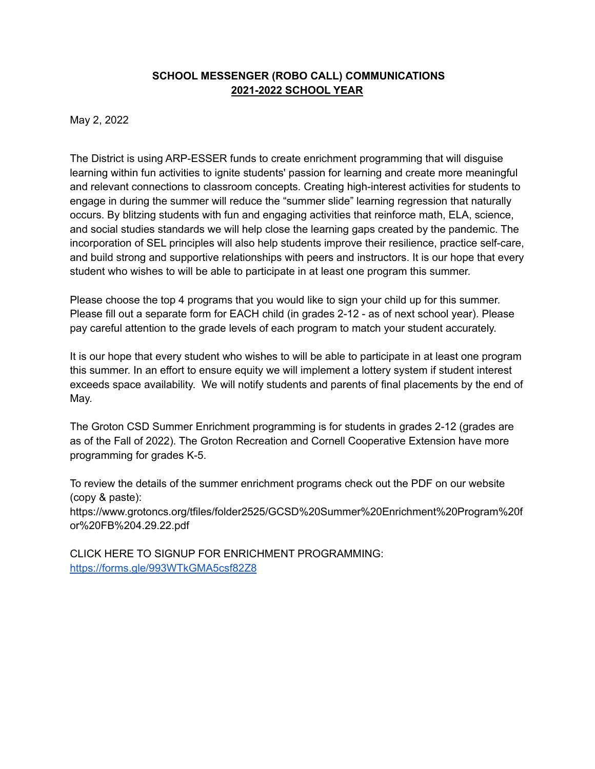# SCHOOL MESSENGER (ROBO CALL) COMMUNICATIONS
## 2021-2022 SCHOOL YEAR

May 2, 2022

The District is using ARP-ESSER funds to create enrichment programming that will disguise learning within fun activities to ignite students' passion for learning and create more meaningful and relevant connections to classroom concepts. Creating high-interest activities for students to engage in during the summer will reduce the "summer slide" learning regression that naturally occurs. By blitzing students with fun and engaging activities that reinforce math, ELA, science, and social studies standards we will help close the learning gaps created by the pandemic. The incorporation of SEL principles will also help students improve their resilience, practice self-care, and build strong and supportive relationships with peers and instructors. It is our hope that every student who wishes to will be able to participate in at least one program this summer.

Please choose the top 4 programs that you would like to sign your child up for this summer. Please fill out a separate form for EACH child (in grades 2-12 - as of next school year). Please pay careful attention to the grade levels of each program to match your student accurately.

It is our hope that every student who wishes to will be able to participate in at least one program this summer. In an effort to ensure equity we will implement a lottery system if student interest exceeds space availability. We will notify students and parents of final placements by the end of May.

The Groton CSD Summer Enrichment programming is for students in grades 2-12 (grades are as of the Fall of 2022). The Groton Recreation and Cornell Cooperative Extension have more programming for grades K-5.

To review the details of the summer enrichment programs check out the PDF on our website (copy & paste):
https://www.grotoncs.org/tfiles/folder2525/GCSD%20Summer%20Enrichment%20Program%20for%20FB%204.29.22.pdf

CLICK HERE TO SIGNUP FOR ENRICHMENT PROGRAMMING:
https://forms.gle/993WTkGMA5csf82Z8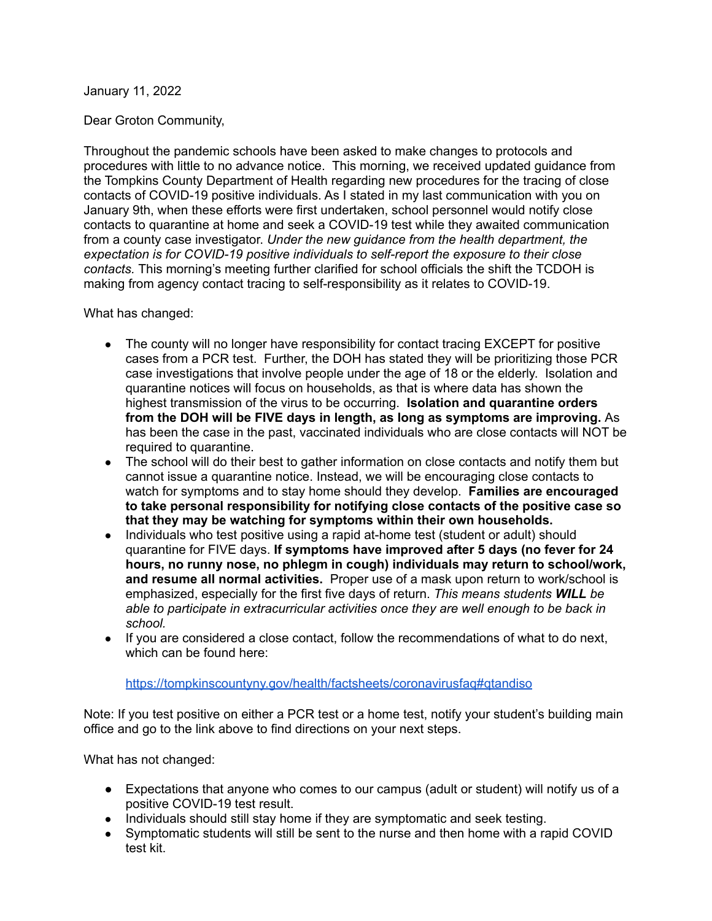January 11, 2022

Dear Groton Community,

Throughout the pandemic schools have been asked to make changes to protocols and procedures with little to no advance notice. This morning, we received updated guidance from the Tompkins County Department of Health regarding new procedures for the tracing of close contacts of COVID-19 positive individuals. As I stated in my last communication with you on January 9th, when these efforts were first undertaken, school personnel would notify close contacts to quarantine at home and seek a COVID-19 test while they awaited communication from a county case investigator. *Under the new guidance from the health department, the expectation is for COVID-19 positive individuals to self-report the exposure to their close contacts.* This morning's meeting further clarified for school officials the shift the TCDOH is making from agency contact tracing to self-responsibility as it relates to COVID-19.

What has changed:

- The county will no longer have responsibility for contact tracing EXCEPT for positive cases from a PCR test. Further, the DOH has stated they will be prioritizing those PCR case investigations that involve people under the age of 18 or the elderly. Isolation and quarantine notices will focus on households, as that is where data has shown the highest transmission of the virus to be occurring. **Isolation and quarantine orders from the DOH will be FIVE days in length, as long as symptoms are improving.** As has been the case in the past, vaccinated individuals who are close contacts will NOT be required to quarantine.
- The school will do their best to gather information on close contacts and notify them but cannot issue a quarantine notice. Instead, we will be encouraging close contacts to watch for symptoms and to stay home should they develop. **Families are encouraged to take personal responsibility for notifying close contacts of the positive case so that they may be watching for symptoms within their own households.**
- Individuals who test positive using a rapid at-home test (student or adult) should quarantine for FIVE days. **If symptoms have improved after 5 days (no fever for 24 hours, no runny nose, no phlegm in cough) individuals may return to school/work, and resume all normal activities.** Proper use of a mask upon return to work/school is emphasized, especially for the first five days of return. *This means students **WILL** be able to participate in extracurricular activities once they are well enough to be back in school.*
- If you are considered a close contact, follow the recommendations of what to do next, which can be found here:

  https://tompkinscountyny.gov/health/factsheets/coronavirusfaq#qtandiso

Note: If you test positive on either a PCR test or a home test, notify your student's building main office and go to the link above to find directions on your next steps.

What has not changed:

- Expectations that anyone who comes to our campus (adult or student) will notify us of a positive COVID-19 test result.
- Individuals should still stay home if they are symptomatic and seek testing.
- Symptomatic students will still be sent to the nurse and then home with a rapid COVID test kit.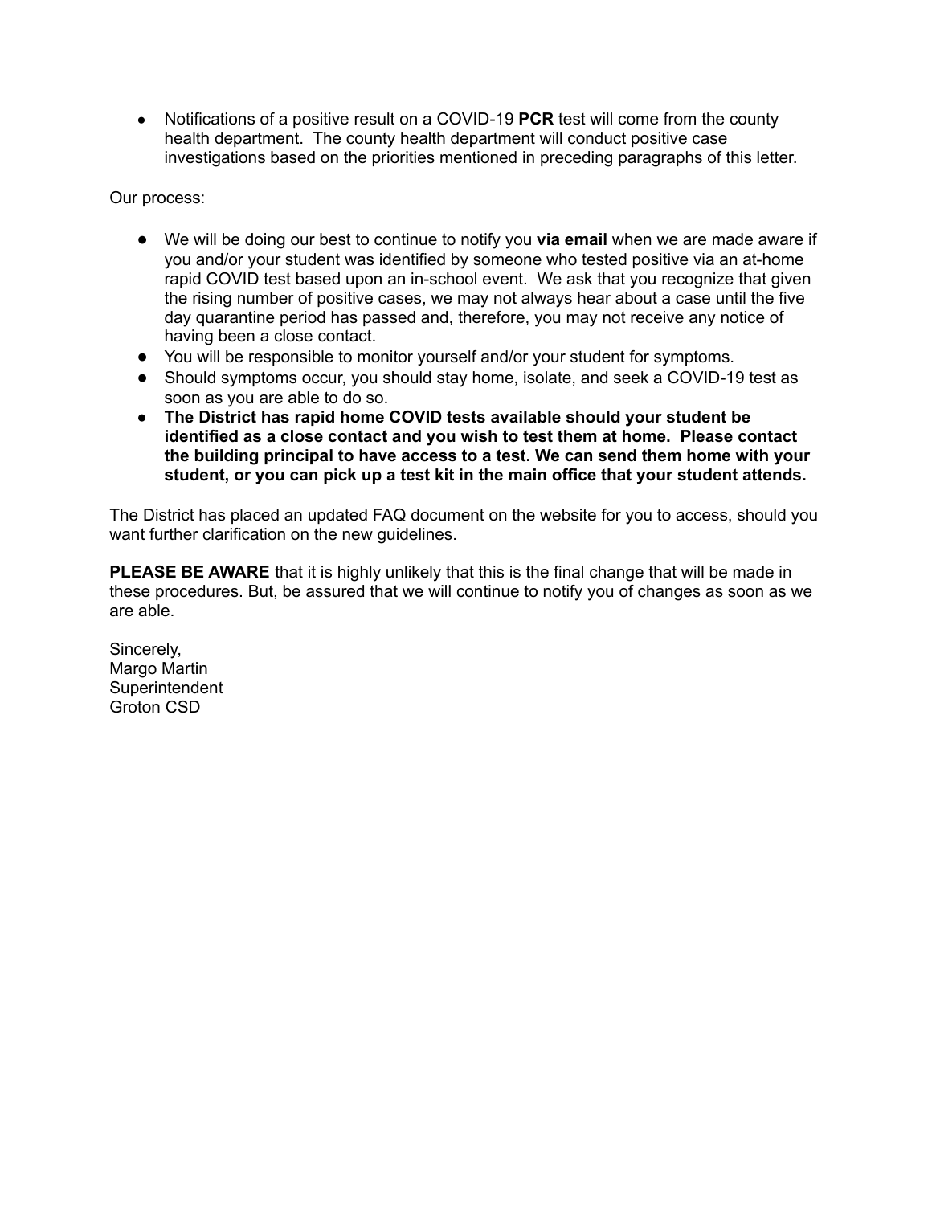- Notifications of a positive result on a COVID-19 **PCR** test will come from the county health department. The county health department will conduct positive case investigations based on the priorities mentioned in preceding paragraphs of this letter.

Our process:

- We will be doing our best to continue to notify you **via email** when we are made aware if you and/or your student was identified by someone who tested positive via an at-home rapid COVID test based upon an in-school event. We ask that you recognize that given the rising number of positive cases, we may not always hear about a case until the five day quarantine period has passed and, therefore, you may not receive any notice of having been a close contact.
- You will be responsible to monitor yourself and/or your student for symptoms.
- Should symptoms occur, you should stay home, isolate, and seek a COVID-19 test as soon as you are able to do so.
- **The District has rapid home COVID tests available should your student be identified as a close contact and you wish to test them at home. Please contact the building principal to have access to a test. We can send them home with your student, or you can pick up a test kit in the main office that your student attends.**

The District has placed an updated FAQ document on the website for you to access, should you want further clarification on the new guidelines.

**PLEASE BE AWARE** that it is highly unlikely that this is the final change that will be made in these procedures. But, be assured that we will continue to notify you of changes as soon as we are able.

Sincerely,
Margo Martin
Superintendent
Groton CSD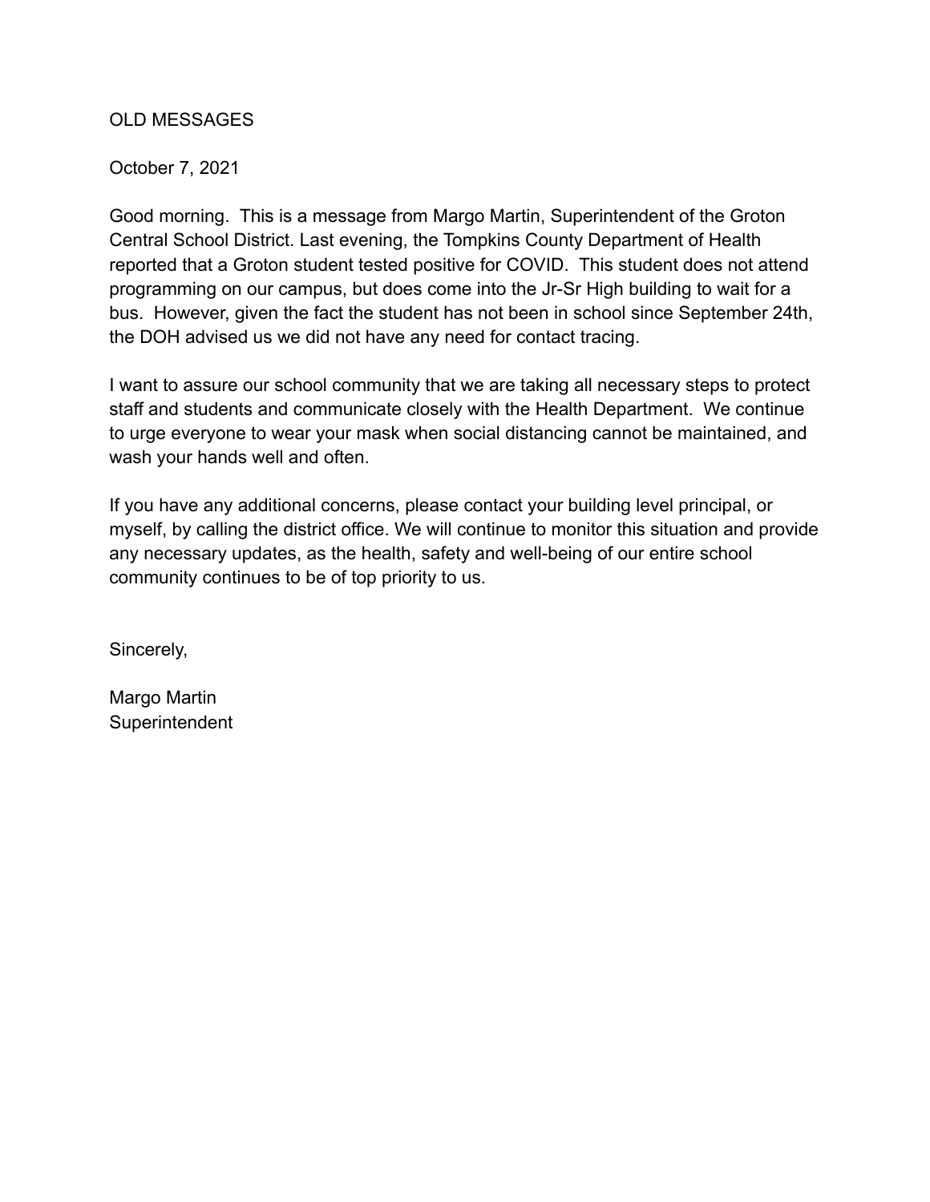OLD MESSAGES

October 7, 2021

Good morning.  This is a message from Margo Martin, Superintendent of the Groton Central School District. Last evening, the Tompkins County Department of Health reported that a Groton student tested positive for COVID.  This student does not attend programming on our campus, but does come into the Jr-Sr High building to wait for a bus.  However, given the fact the student has not been in school since September 24th, the DOH advised us we did not have any need for contact tracing.

I want to assure our school community that we are taking all necessary steps to protect staff and students and communicate closely with the Health Department.  We continue to urge everyone to wear your mask when social distancing cannot be maintained, and wash your hands well and often.

If you have any additional concerns, please contact your building level principal, or myself, by calling the district office. We will continue to monitor this situation and provide any necessary updates, as the health, safety and well-being of our entire school community continues to be of top priority to us.

Sincerely,

Margo Martin
Superintendent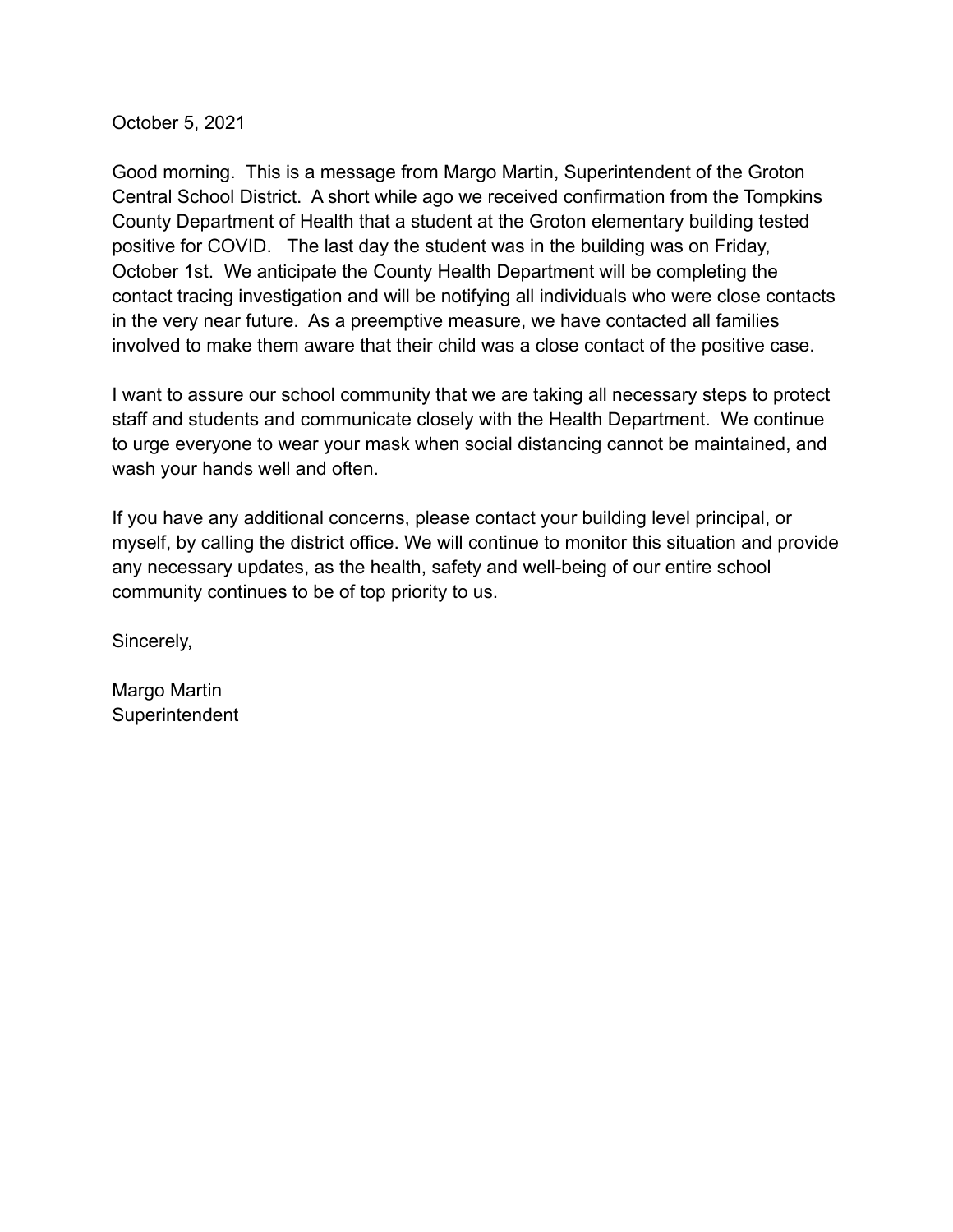October 5, 2021

Good morning. This is a message from Margo Martin, Superintendent of the Groton Central School District. A short while ago we received confirmation from the Tompkins County Department of Health that a student at the Groton elementary building tested positive for COVID. The last day the student was in the building was on Friday, October 1st. We anticipate the County Health Department will be completing the contact tracing investigation and will be notifying all individuals who were close contacts in the very near future. As a preemptive measure, we have contacted all families involved to make them aware that their child was a close contact of the positive case.

I want to assure our school community that we are taking all necessary steps to protect staff and students and communicate closely with the Health Department. We continue to urge everyone to wear your mask when social distancing cannot be maintained, and wash your hands well and often.

If you have any additional concerns, please contact your building level principal, or myself, by calling the district office. We will continue to monitor this situation and provide any necessary updates, as the health, safety and well-being of our entire school community continues to be of top priority to us.

Sincerely,

Margo Martin
Superintendent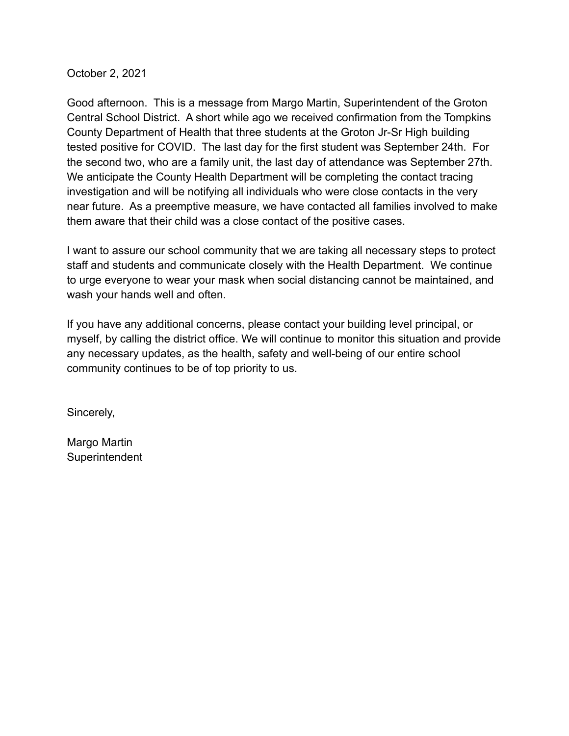October 2, 2021

Good afternoon. This is a message from Margo Martin, Superintendent of the Groton Central School District. A short while ago we received confirmation from the Tompkins County Department of Health that three students at the Groton Jr-Sr High building tested positive for COVID. The last day for the first student was September 24th. For the second two, who are a family unit, the last day of attendance was September 27th. We anticipate the County Health Department will be completing the contact tracing investigation and will be notifying all individuals who were close contacts in the very near future. As a preemptive measure, we have contacted all families involved to make them aware that their child was a close contact of the positive cases.

I want to assure our school community that we are taking all necessary steps to protect staff and students and communicate closely with the Health Department. We continue to urge everyone to wear your mask when social distancing cannot be maintained, and wash your hands well and often.

If you have any additional concerns, please contact your building level principal, or myself, by calling the district office. We will continue to monitor this situation and provide any necessary updates, as the health, safety and well-being of our entire school community continues to be of top priority to us.

Sincerely,

Margo Martin
Superintendent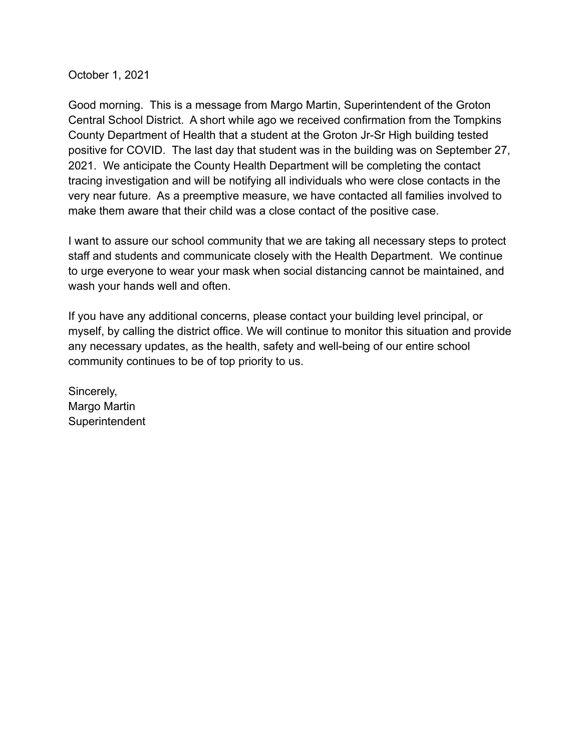October 1, 2021

Good morning. This is a message from Margo Martin, Superintendent of the Groton Central School District. A short while ago we received confirmation from the Tompkins County Department of Health that a student at the Groton Jr-Sr High building tested positive for COVID. The last day that student was in the building was on September 27, 2021. We anticipate the County Health Department will be completing the contact tracing investigation and will be notifying all individuals who were close contacts in the very near future. As a preemptive measure, we have contacted all families involved to make them aware that their child was a close contact of the positive case.

I want to assure our school community that we are taking all necessary steps to protect staff and students and communicate closely with the Health Department. We continue to urge everyone to wear your mask when social distancing cannot be maintained, and wash your hands well and often.

If you have any additional concerns, please contact your building level principal, or myself, by calling the district office. We will continue to monitor this situation and provide any necessary updates, as the health, safety and well-being of our entire school community continues to be of top priority to us.

Sincerely,
Margo Martin
Superintendent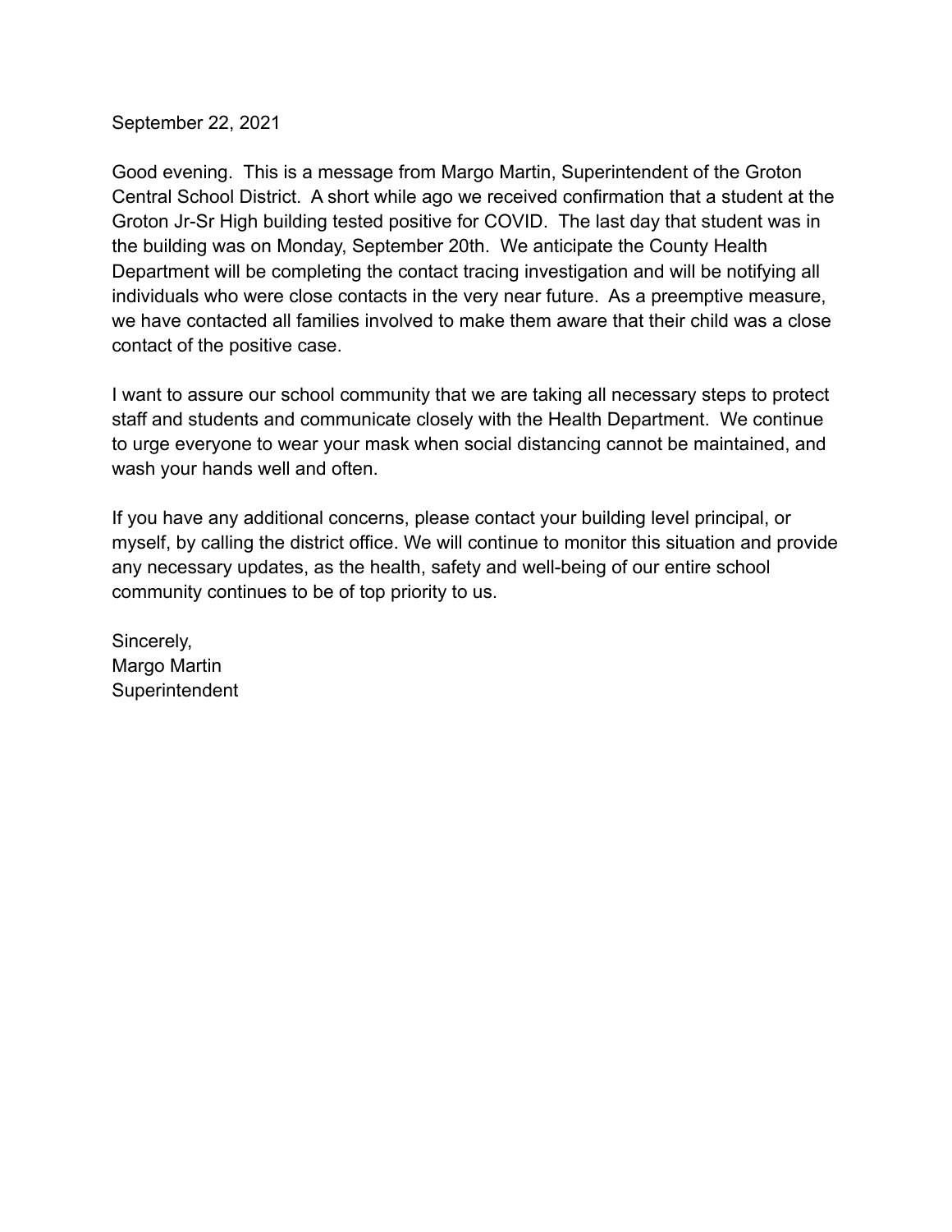September 22, 2021

Good evening. This is a message from Margo Martin, Superintendent of the Groton Central School District. A short while ago we received confirmation that a student at the Groton Jr-Sr High building tested positive for COVID. The last day that student was in the building was on Monday, September 20th. We anticipate the County Health Department will be completing the contact tracing investigation and will be notifying all individuals who were close contacts in the very near future. As a preemptive measure, we have contacted all families involved to make them aware that their child was a close contact of the positive case.

I want to assure our school community that we are taking all necessary steps to protect staff and students and communicate closely with the Health Department. We continue to urge everyone to wear your mask when social distancing cannot be maintained, and wash your hands well and often.

If you have any additional concerns, please contact your building level principal, or myself, by calling the district office. We will continue to monitor this situation and provide any necessary updates, as the health, safety and well-being of our entire school community continues to be of top priority to us.

Sincerely,
Margo Martin
Superintendent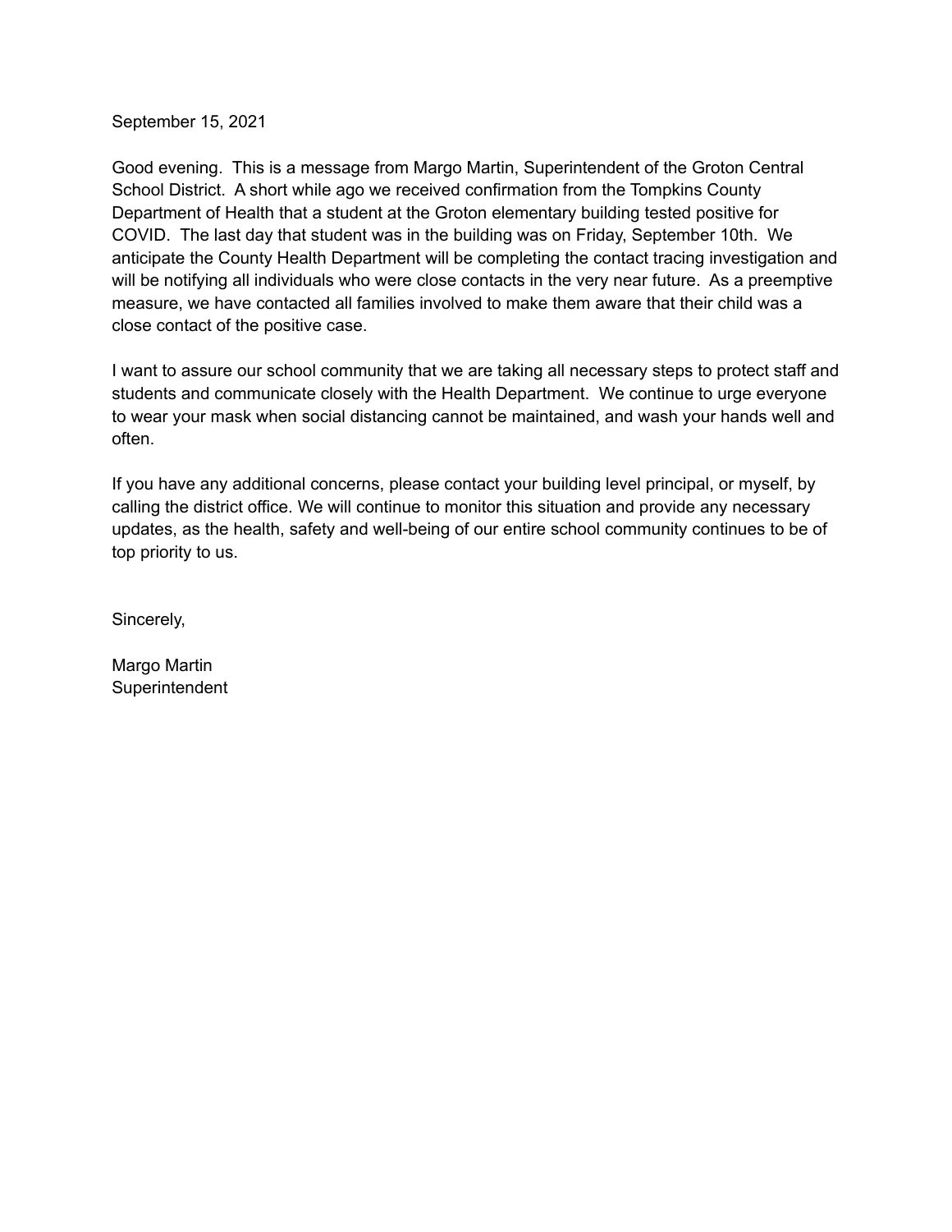September 15, 2021

Good evening. This is a message from Margo Martin, Superintendent of the Groton Central School District. A short while ago we received confirmation from the Tompkins County Department of Health that a student at the Groton elementary building tested positive for COVID. The last day that student was in the building was on Friday, September 10th. We anticipate the County Health Department will be completing the contact tracing investigation and will be notifying all individuals who were close contacts in the very near future. As a preemptive measure, we have contacted all families involved to make them aware that their child was a close contact of the positive case.

I want to assure our school community that we are taking all necessary steps to protect staff and students and communicate closely with the Health Department. We continue to urge everyone to wear your mask when social distancing cannot be maintained, and wash your hands well and often.

If you have any additional concerns, please contact your building level principal, or myself, by calling the district office. We will continue to monitor this situation and provide any necessary updates, as the health, safety and well-being of our entire school community continues to be of top priority to us.

Sincerely,

Margo Martin
Superintendent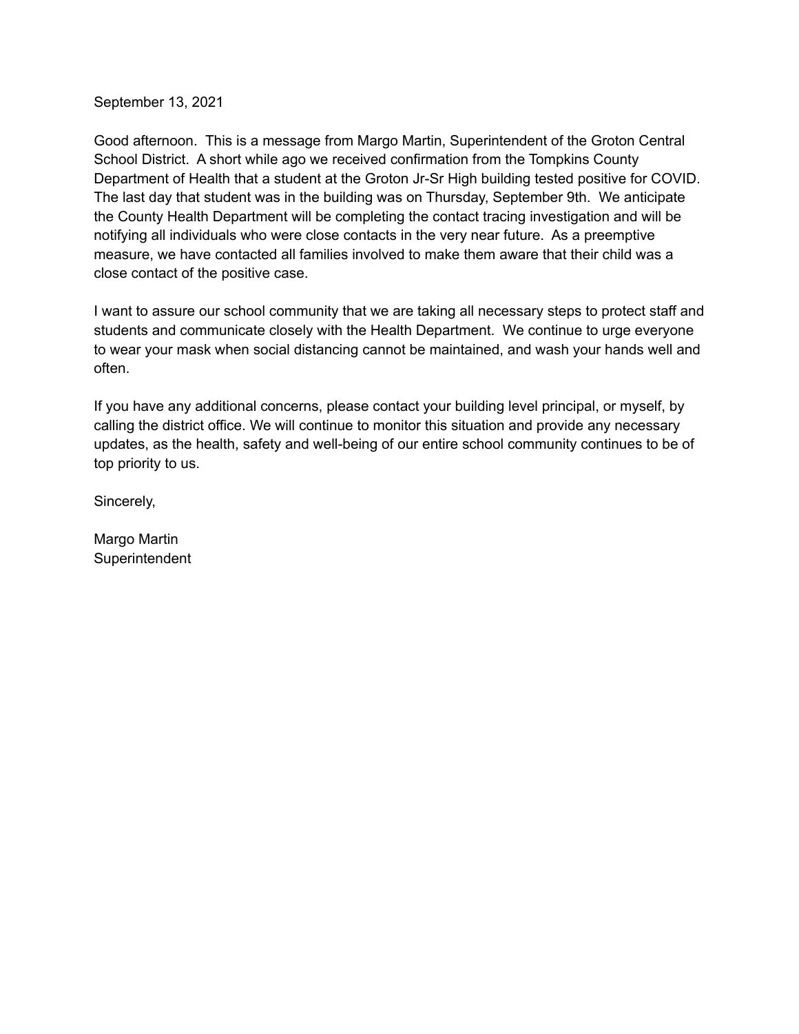September 13, 2021

Good afternoon. This is a message from Margo Martin, Superintendent of the Groton Central School District. A short while ago we received confirmation from the Tompkins County Department of Health that a student at the Groton Jr-Sr High building tested positive for COVID. The last day that student was in the building was on Thursday, September 9th. We anticipate the County Health Department will be completing the contact tracing investigation and will be notifying all individuals who were close contacts in the very near future. As a preemptive measure, we have contacted all families involved to make them aware that their child was a close contact of the positive case.

I want to assure our school community that we are taking all necessary steps to protect staff and students and communicate closely with the Health Department. We continue to urge everyone to wear your mask when social distancing cannot be maintained, and wash your hands well and often.

If you have any additional concerns, please contact your building level principal, or myself, by calling the district office. We will continue to monitor this situation and provide any necessary updates, as the health, safety and well-being of our entire school community continues to be of top priority to us.

Sincerely,

Margo Martin
Superintendent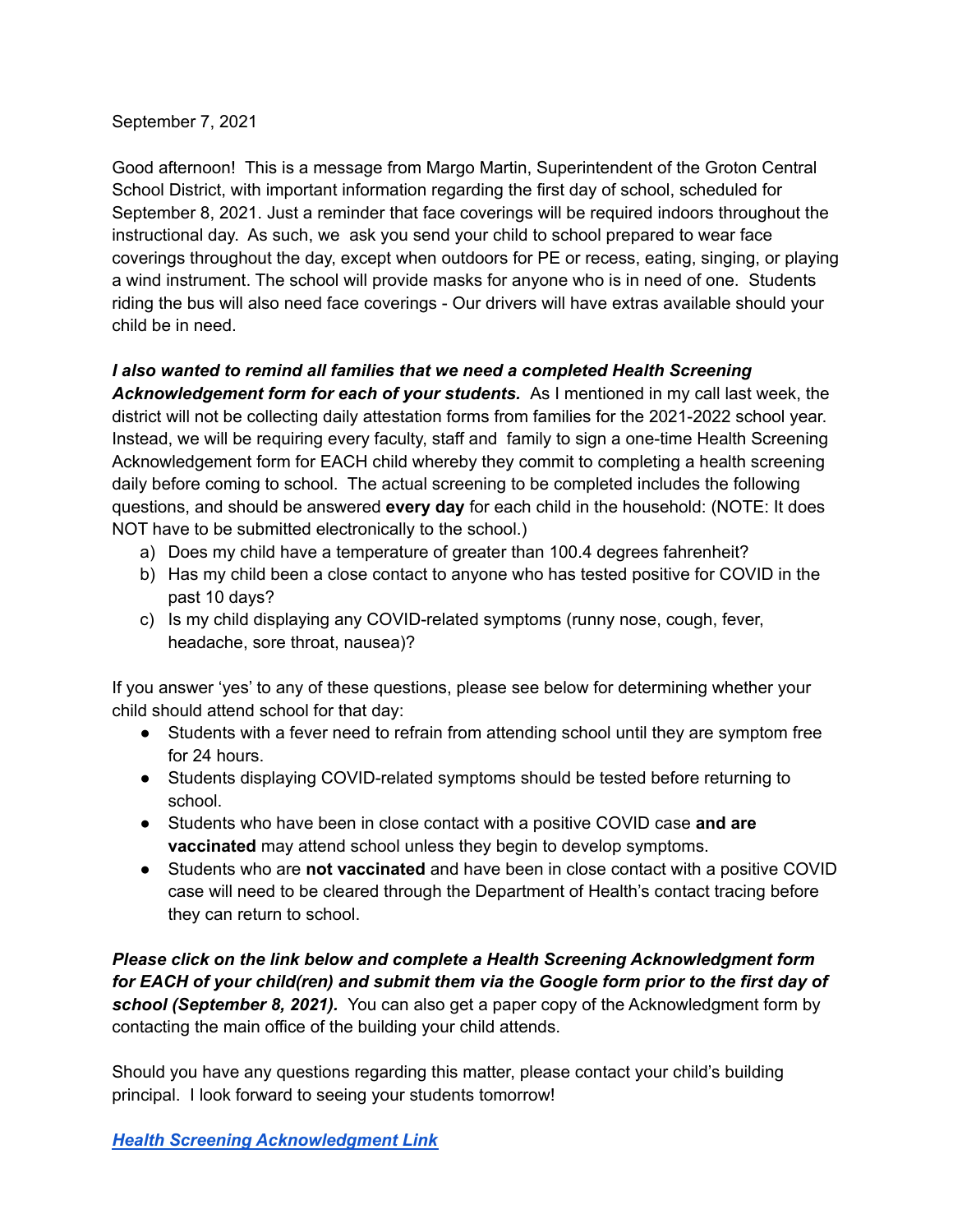September 7, 2021

Good afternoon! This is a message from Margo Martin, Superintendent of the Groton Central School District, with important information regarding the first day of school, scheduled for September 8, 2021. Just a reminder that face coverings will be required indoors throughout the instructional day. As such, we ask you send your child to school prepared to wear face coverings throughout the day, except when outdoors for PE or recess, eating, singing, or playing a wind instrument. The school will provide masks for anyone who is in need of one. Students riding the bus will also need face coverings - Our drivers will have extras available should your child be in need.

***I also wanted to remind all families that we need a completed Health Screening Acknowledgement form for each of your students.*** As I mentioned in my call last week, the district will not be collecting daily attestation forms from families for the 2021-2022 school year. Instead, we will be requiring every faculty, staff and family to sign a one-time Health Screening Acknowledgement form for EACH child whereby they commit to completing a health screening daily before coming to school. The actual screening to be completed includes the following questions, and should be answered **every day** for each child in the household: (NOTE: It does NOT have to be submitted electronically to the school.)

a) Does my child have a temperature of greater than 100.4 degrees fahrenheit?
b) Has my child been a close contact to anyone who has tested positive for COVID in the past 10 days?
c) Is my child displaying any COVID-related symptoms (runny nose, cough, fever, headache, sore throat, nausea)?

If you answer 'yes' to any of these questions, please see below for determining whether your child should attend school for that day:

- Students with a fever need to refrain from attending school until they are symptom free for 24 hours.
- Students displaying COVID-related symptoms should be tested before returning to school.
- Students who have been in close contact with a positive COVID case **and are vaccinated** may attend school unless they begin to develop symptoms.
- Students who are **not vaccinated** and have been in close contact with a positive COVID case will need to be cleared through the Department of Health's contact tracing before they can return to school.

***Please click on the link below and complete a Health Screening Acknowledgment form for EACH of your child(ren) and submit them via the Google form prior to the first day of school (September 8, 2021).*** You can also get a paper copy of the Acknowledgment form by contacting the main office of the building your child attends.

Should you have any questions regarding this matter, please contact your child's building principal. I look forward to seeing your students tomorrow!

***Health Screening Acknowledgment Link***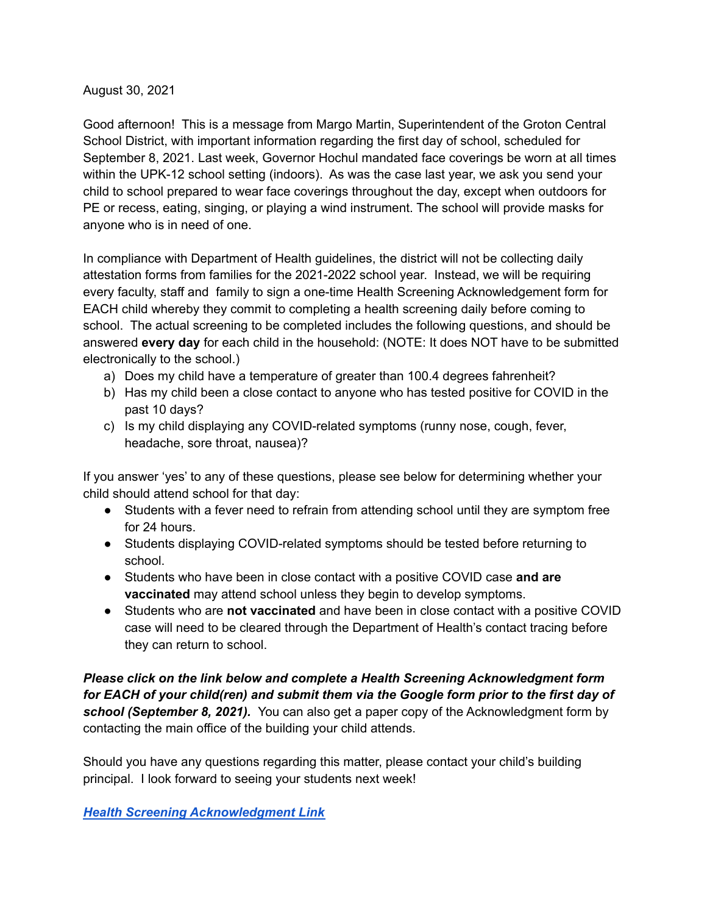August 30, 2021

Good afternoon! This is a message from Margo Martin, Superintendent of the Groton Central School District, with important information regarding the first day of school, scheduled for September 8, 2021. Last week, Governor Hochul mandated face coverings be worn at all times within the UPK-12 school setting (indoors). As was the case last year, we ask you send your child to school prepared to wear face coverings throughout the day, except when outdoors for PE or recess, eating, singing, or playing a wind instrument. The school will provide masks for anyone who is in need of one.

In compliance with Department of Health guidelines, the district will not be collecting daily attestation forms from families for the 2021-2022 school year. Instead, we will be requiring every faculty, staff and family to sign a one-time Health Screening Acknowledgement form for EACH child whereby they commit to completing a health screening daily before coming to school. The actual screening to be completed includes the following questions, and should be answered **every day** for each child in the household: (NOTE: It does NOT have to be submitted electronically to the school.)

a) Does my child have a temperature of greater than 100.4 degrees fahrenheit?
b) Has my child been a close contact to anyone who has tested positive for COVID in the past 10 days?
c) Is my child displaying any COVID-related symptoms (runny nose, cough, fever, headache, sore throat, nausea)?

If you answer 'yes' to any of these questions, please see below for determining whether your child should attend school for that day:

- Students with a fever need to refrain from attending school until they are symptom free for 24 hours.
- Students displaying COVID-related symptoms should be tested before returning to school.
- Students who have been in close contact with a positive COVID case **and are vaccinated** may attend school unless they begin to develop symptoms.
- Students who are **not vaccinated** and have been in close contact with a positive COVID case will need to be cleared through the Department of Health's contact tracing before they can return to school.

***Please click on the link below and complete a Health Screening Acknowledgment form for EACH of your child(ren) and submit them via the Google form prior to the first day of school (September 8, 2021).*** You can also get a paper copy of the Acknowledgment form by contacting the main office of the building your child attends.

Should you have any questions regarding this matter, please contact your child's building principal. I look forward to seeing your students next week!

***Health Screening Acknowledgment Link***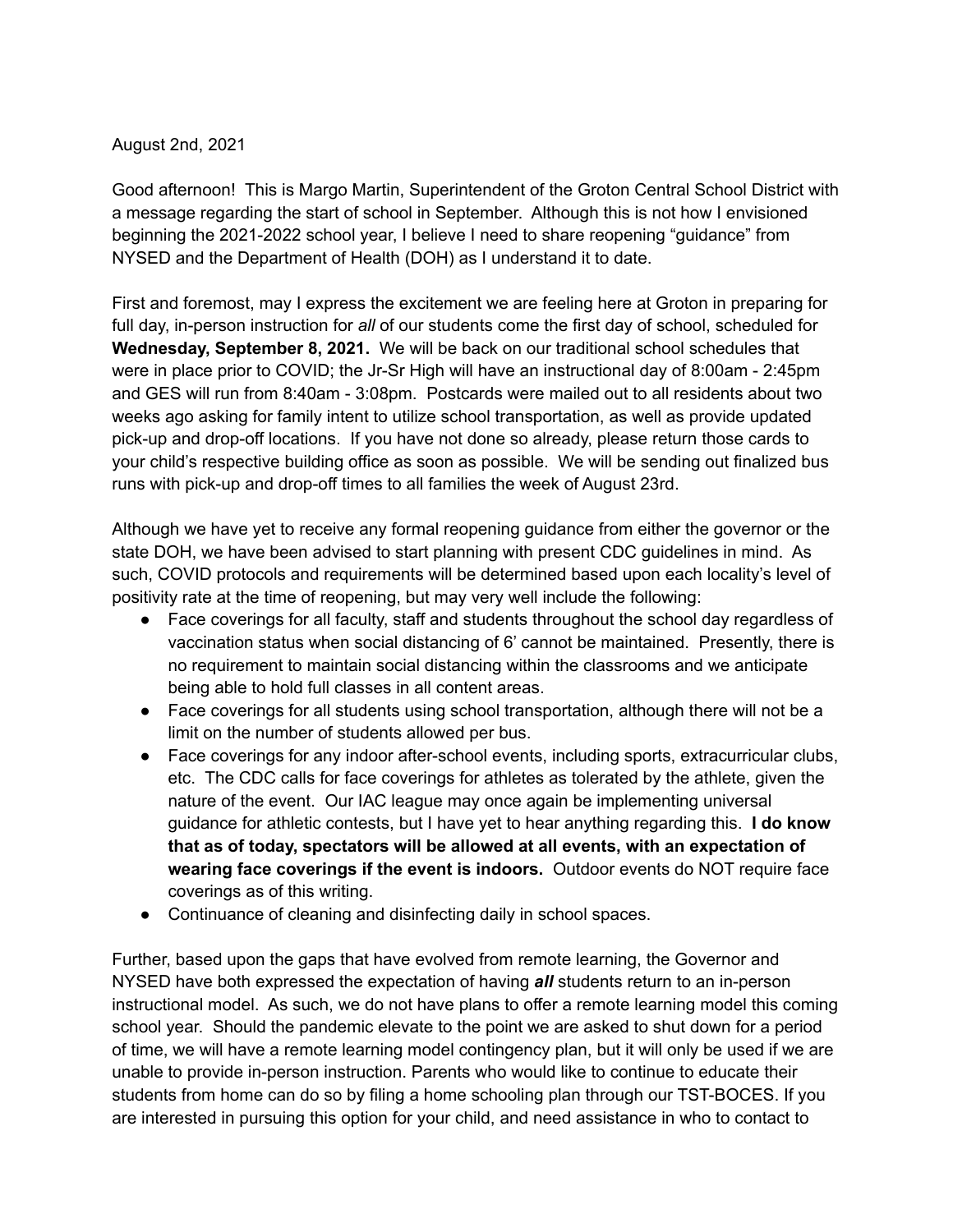August 2nd, 2021

Good afternoon! This is Margo Martin, Superintendent of the Groton Central School District with a message regarding the start of school in September. Although this is not how I envisioned beginning the 2021-2022 school year, I believe I need to share reopening "guidance" from NYSED and the Department of Health (DOH) as I understand it to date.

First and foremost, may I express the excitement we are feeling here at Groton in preparing for full day, in-person instruction for *all* of our students come the first day of school, scheduled for **Wednesday, September 8, 2021.** We will be back on our traditional school schedules that were in place prior to COVID; the Jr-Sr High will have an instructional day of 8:00am - 2:45pm and GES will run from 8:40am - 3:08pm. Postcards were mailed out to all residents about two weeks ago asking for family intent to utilize school transportation, as well as provide updated pick-up and drop-off locations. If you have not done so already, please return those cards to your child's respective building office as soon as possible. We will be sending out finalized bus runs with pick-up and drop-off times to all families the week of August 23rd.

Although we have yet to receive any formal reopening guidance from either the governor or the state DOH, we have been advised to start planning with present CDC guidelines in mind. As such, COVID protocols and requirements will be determined based upon each locality's level of positivity rate at the time of reopening, but may very well include the following:

- Face coverings for all faculty, staff and students throughout the school day regardless of vaccination status when social distancing of 6' cannot be maintained. Presently, there is no requirement to maintain social distancing within the classrooms and we anticipate being able to hold full classes in all content areas.
- Face coverings for all students using school transportation, although there will not be a limit on the number of students allowed per bus.
- Face coverings for any indoor after-school events, including sports, extracurricular clubs, etc. The CDC calls for face coverings for athletes as tolerated by the athlete, given the nature of the event. Our IAC league may once again be implementing universal guidance for athletic contests, but I have yet to hear anything regarding this. **I do know that as of today, spectators will be allowed at all events, with an expectation of wearing face coverings if the event is indoors.** Outdoor events do NOT require face coverings as of this writing.
- Continuance of cleaning and disinfecting daily in school spaces.

Further, based upon the gaps that have evolved from remote learning, the Governor and NYSED have both expressed the expectation of having ***all*** students return to an in-person instructional model. As such, we do not have plans to offer a remote learning model this coming school year. Should the pandemic elevate to the point we are asked to shut down for a period of time, we will have a remote learning model contingency plan, but it will only be used if we are unable to provide in-person instruction. Parents who would like to continue to educate their students from home can do so by filing a home schooling plan through our TST-BOCES. If you are interested in pursuing this option for your child, and need assistance in who to contact to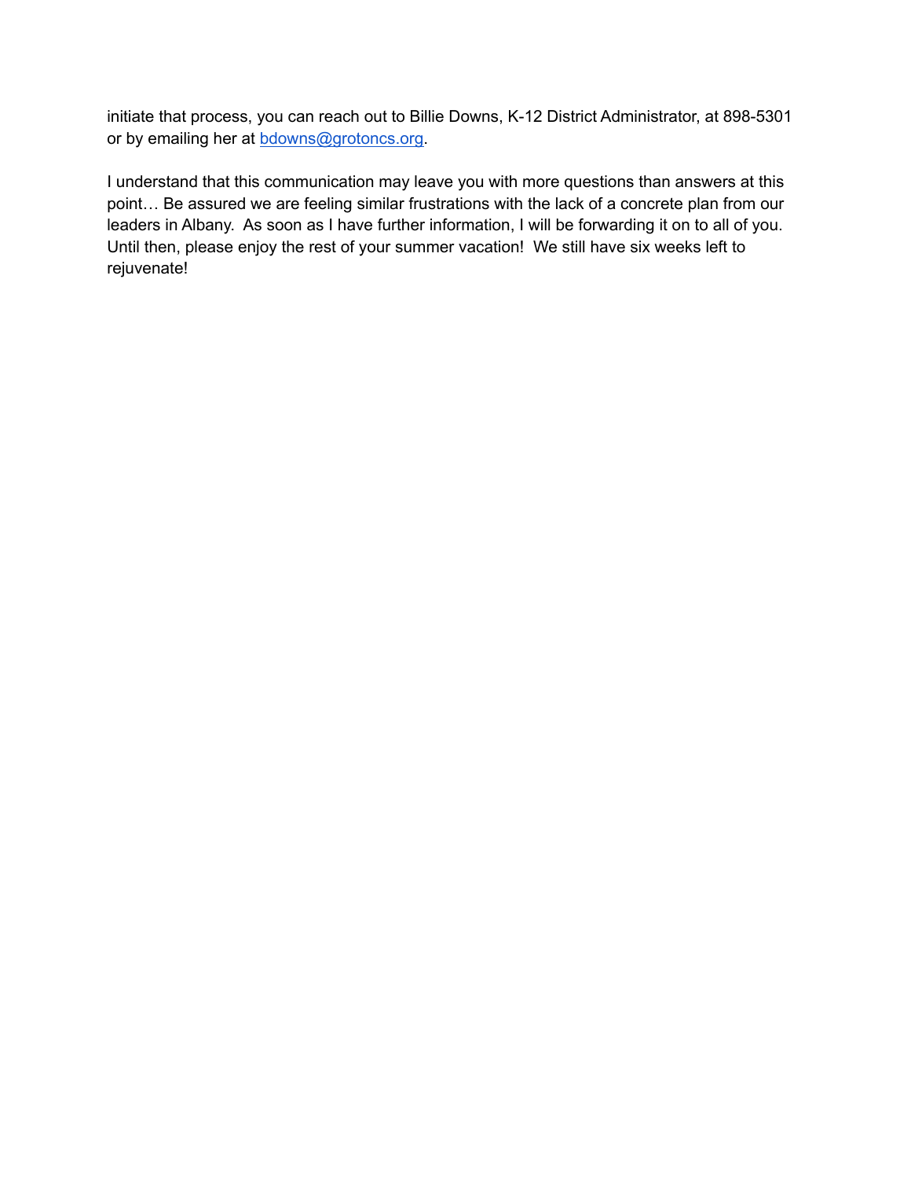initiate that process, you can reach out to Billie Downs, K-12 District Administrator, at 898-5301 or by emailing her at bdowns@grotoncs.org.

I understand that this communication may leave you with more questions than answers at this point… Be assured we are feeling similar frustrations with the lack of a concrete plan from our leaders in Albany.  As soon as I have further information, I will be forwarding it on to all of you.  Until then, please enjoy the rest of your summer vacation!  We still have six weeks left to rejuvenate!